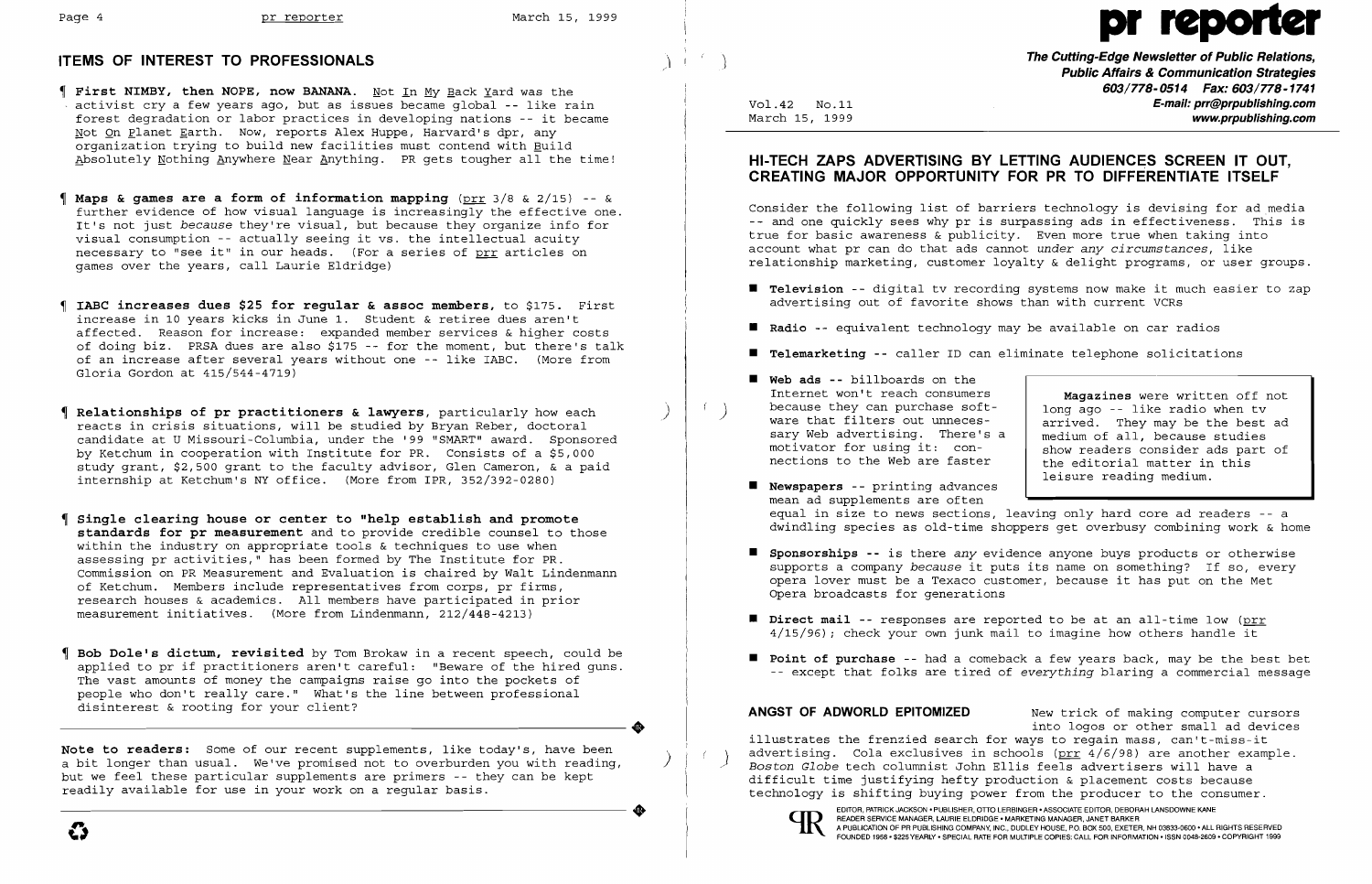## ITEMS OF INTEREST TO PROFESSIONALS

¶ **First NIMBY, then NOPE, now BANANA.** Not In My Back Yard was the activist cry a few years ago, but as issues became global -- like rain forest degradation or labor practices in developing nations -- it became Not On Planet Earth. Now, reports Alex Huppe, Harvard's dpr, any organization trying to build new facilities must contend with Build Absolutely Nothing Anywhere Near Anything. PR gets tougher all the time!

¶ **Maps & games are a form of information mapping** (prr 3/8 & 2/15) -- & further evidence of how visual language is increasingly the effective one. It's not just *because* they're visual, but because they organize info for visual consumption -- actually seeing it vs. the intellectual acuity necessary to "see it" in our heads. (For a series of prr articles on games over the years, call Laurie Eldridge)

¶ **IABC increases dues $25 for regular & assoc members,** to $175. First increase in 10 years kicks in June 1. Student & retiree dues aren't affected. Reason for increase: expanded member services & higher costs of doing biz. PRSA dues are also $175 -- for the moment, but there's talk of an increase after several years without one -- like IABC. (More from Gloria Gordon at 415/544-4719)

¶ **Relationships of pr practitioners & lawyers,** particularly how each reacts in crisis situations, will be studied by Bryan Reber, doctoral candidate at U Missouri-Columbia, under the '99 "SMART" award. Sponsored by Ketchum in cooperation with Institute for PR. Consists of a $5,000 study grant, $2,500 grant to the faculty advisor, Glen Cameron, & a paid internship at Ketchum's NY office. (More from IPR, 352/392-0280)

¶ **Single clearing house or center to "help establish and promote standards for pr measurement** and to provide credible counsel to those within the industry on appropriate tools & techniques to use when assessing pr activities," has been formed by The Institute for PR. Commission on PR Measurement and Evaluation is chaired by Walt Lindenmann of Ketchum. Members include representatives from corps, pr firms, research houses & academics. All members have participated in prior measurement initiatives. (More from Lindenmann, 212/448-4213)

¶ **Bob Dole's dictum, revisited** by Tom Brokaw in a recent speech, could be applied to pr if practitioners aren't careful: "Beware of the hired guns. The vast amounts of money the campaigns raise go into the pockets of people who don't really care." What's the line between professional disinterest & rooting for your client?

---

**Note to readers:** Some of our recent supplements, like today's, have been a bit longer than usual. We've promised not to overburden you with reading, but we feel these particular supplements are primers -- they can be kept readily available for use in your work on a regular basis.

---

# pr reporter

**The Cutting-Edge Newsletter of Public Relations, Public Affairs & Communication Strategies**
**603/778-0514 Fax: 603/778-1741**
**E-mail: prr@prpublishing.com**
**www.prpublishing.com**

Vol.42 No.11
March 15, 1999

## HI-TECH ZAPS ADVERTISING BY LETTING AUDIENCES SCREEN IT OUT, CREATING MAJOR OPPORTUNITY FOR PR TO DIFFERENTIATE ITSELF

Consider the following list of barriers technology is devising for ad media -- and one quickly sees why pr is surpassing ads in effectiveness. This is true for basic awareness & publicity. Even more true when taking into account what pr can do that ads cannot *under any circumstances*, like relationship marketing, customer loyalty & delight programs, or user groups.

- **Television** -- digital tv recording systems now make it much easier to zap advertising out of favorite shows than with current VCRs
- **Radio** -- equivalent technology may be available on car radios
- **Telemarketing** -- caller ID can eliminate telephone solicitations
- **Web ads** -- billboards on the Internet won't reach consumers because they can purchase software that filters out unnecessary Web advertising. There's a motivator for using it: connections to the Web are faster
- **Newspapers** -- printing advances mean ad supplements are often equal in size to news sections, leaving only hard core ad readers -- a dwindling species as old-time shoppers get overbusy combining work & home
- **Sponsorships** -- is there *any* evidence anyone buys products or otherwise supports a company *because* it puts its name on something? If so, every opera lover must be a Texaco customer, because it has put on the Met Opera broadcasts for generations
- **Direct mail** -- responses are reported to be at an all-time low (prr 4/15/96); check your own junk mail to imagine how others handle it
- **Point of purchase** -- had a comeback a few years back, may be the best bet -- except that folks are tired of *everything* blaring a commercial message

> **Magazines** were written off not long ago -- like radio when tv arrived. They may be the best ad medium of all, because studies show readers consider ads part of the editorial matter in this leisure reading medium.

**ANGST OF ADWORLD EPITOMIZED** New trick of making computer cursors into logos or other small ad devices illustrates the frenzied search for ways to regain mass, can't-miss-it advertising. Cola exclusives in schools (prr 4/6/98) are another example. *Boston Globe* tech columnist John Ellis feels advertisers will have a difficult time justifying hefty production & placement costs because technology is shifting buying power from the producer to the consumer.

EDITOR, PATRICK JACKSON • PUBLISHER, OTTO LERBINGER • ASSOCIATE EDITOR, DEBORAH LANSDOWNE KANE
READER SERVICE MANAGER, LAURIE ELDRIDGE • MARKETING MANAGER, JANET BARKER
A PUBLICATION OF PR PUBLISHING COMPANY, INC., DUDLEY HOUSE, P.O. BOX 600, EXETER, NH 03833-0600 • ALL RIGHTS RESERVED
FOUNDED 1958 • $225 YEARLY • SPECIAL RATE FOR MULTIPLE COPIES: CALL FOR INFORMATION • ISSN 0048-2609 • COPYRIGHT 1999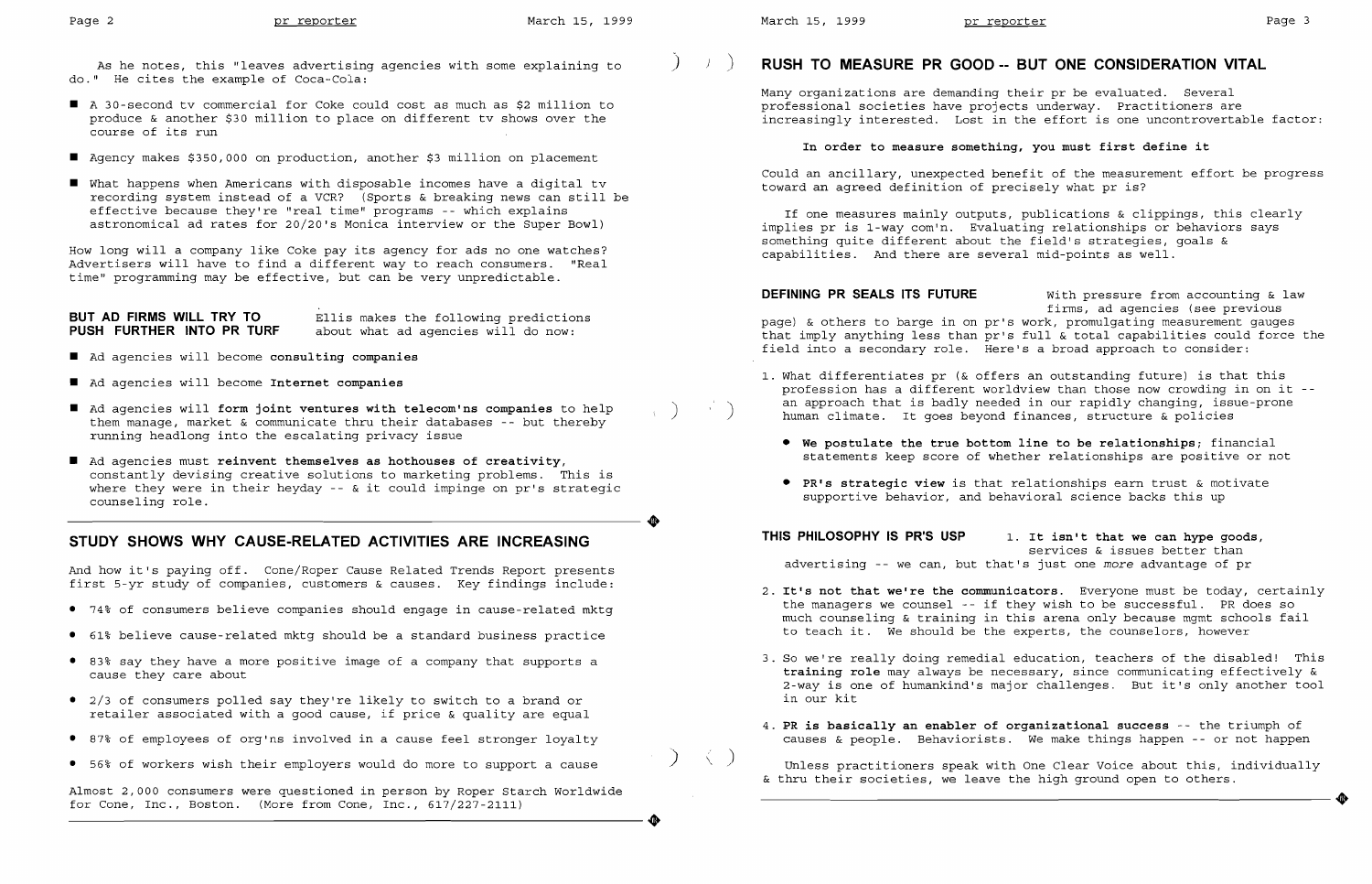As he notes, this "leaves advertising agencies with some explaining to do." He cites the example of Coca-Cola:

- A 30-second tv commercial for Coke could cost as much as $2 million to produce & another $30 million to place on different tv shows over the course of its run
- Agency makes $350,000 on production, another $3 million on placement
- What happens when Americans with disposable incomes have a digital tv recording system instead of a VCR? (Sports & breaking news can still be effective because they're "real time" programs -- which explains astronomical ad rates for 20/20's Monica interview or the Super Bowl)

How long will a company like Coke pay its agency for ads no one watches? Advertisers will have to find a different way to reach consumers. "Real time" programming may be effective, but can be very unpredictable.

**BUT AD FIRMS WILL TRY TO PUSH FURTHER INTO PR TURF** Ellis makes the following predictions about what ad agencies will do now:

- Ad agencies will become **consulting companies**
- Ad agencies will become **Internet companies**
- Ad agencies will **form joint ventures with telecom'ns companies** to help them manage, market & communicate thru their databases -- but thereby running headlong into the escalating privacy issue
- Ad agencies must **reinvent themselves as hothouses of creativity**, constantly devising creative solutions to marketing problems. This is where they were in their heyday -- & it could impinge on pr's strategic counseling role.

## STUDY SHOWS WHY CAUSE-RELATED ACTIVITIES ARE INCREASING

And how it's paying off. Cone/Roper Cause Related Trends Report presents first 5-yr study of companies, customers & causes. Key findings include:

- 74% of consumers believe companies should engage in cause-related mktg
- 61% believe cause-related mktg should be a standard business practice
- 83% say they have a more positive image of a company that supports a cause they care about
- 2/3 of consumers polled say they're likely to switch to a brand or retailer associated with a good cause, if price & quality are equal
- 87% of employees of org'ns involved in a cause feel stronger loyalty
- 56% of workers wish their employers would do more to support a cause

Almost 2,000 consumers were questioned in person by Roper Starch Worldwide for Cone, Inc., Boston. (More from Cone, Inc., 617/227-2111)

## RUSH TO MEASURE PR GOOD -- BUT ONE CONSIDERATION VITAL

Many organizations are demanding their pr be evaluated. Several professional societies have projects underway. Practitioners are increasingly interested. Lost in the effort is one uncontrovertable factor:

**In order to measure something, you must first define it**

Could an ancillary, unexpected benefit of the measurement effort be progress toward an agreed definition of precisely what pr is?

If one measures mainly outputs, publications & clippings, this clearly implies pr is 1-way com'n. Evaluating relationships or behaviors says something quite different about the field's strategies, goals & capabilities. And there are several mid-points as well.

**DEFINING PR SEALS ITS FUTURE** With pressure from accounting & law firms, ad agencies (see previous page) & others to barge in on pr's work, promulgating measurement gauges that imply anything less than pr's full & total capabilities could force the field into a secondary role. Here's a broad approach to consider:

1. What differentiates pr (& offers an outstanding future) is that this profession has a different worldview than those now crowding in on it -- an approach that is badly needed in our rapidly changing, issue-prone human climate. It goes beyond finances, structure & policies
   - **We postulate the true bottom line to be relationships**; financial statements keep score of whether relationships are positive or not
   - **PR's strategic view** is that relationships earn trust & motivate supportive behavior, and behavioral science backs this up

**THIS PHILOSOPHY IS PR'S USP**

1. **It isn't that we can hype goods, services & issues better than** advertising -- we can, but that's just one *more* advantage of pr
2. **It's not that we're the communicators.** Everyone must be today, certainly the managers we counsel -- if they wish to be successful. PR does so much counseling & training in this arena only because mgmt schools fail to teach it. We should be the experts, the counselors, however
3. So we're really doing remedial education, teachers of the disabled! This **training role** may always be necessary, since communicating effectively & 2-way is one of humankind's major challenges. But it's only another tool in our kit
4. **PR is basically an enabler of organizational success** -- the triumph of causes & people. Behaviorists. We make things happen -- or not happen

Unless practitioners speak with One Clear Voice about this, individually & thru their societies, we leave the high ground open to others.